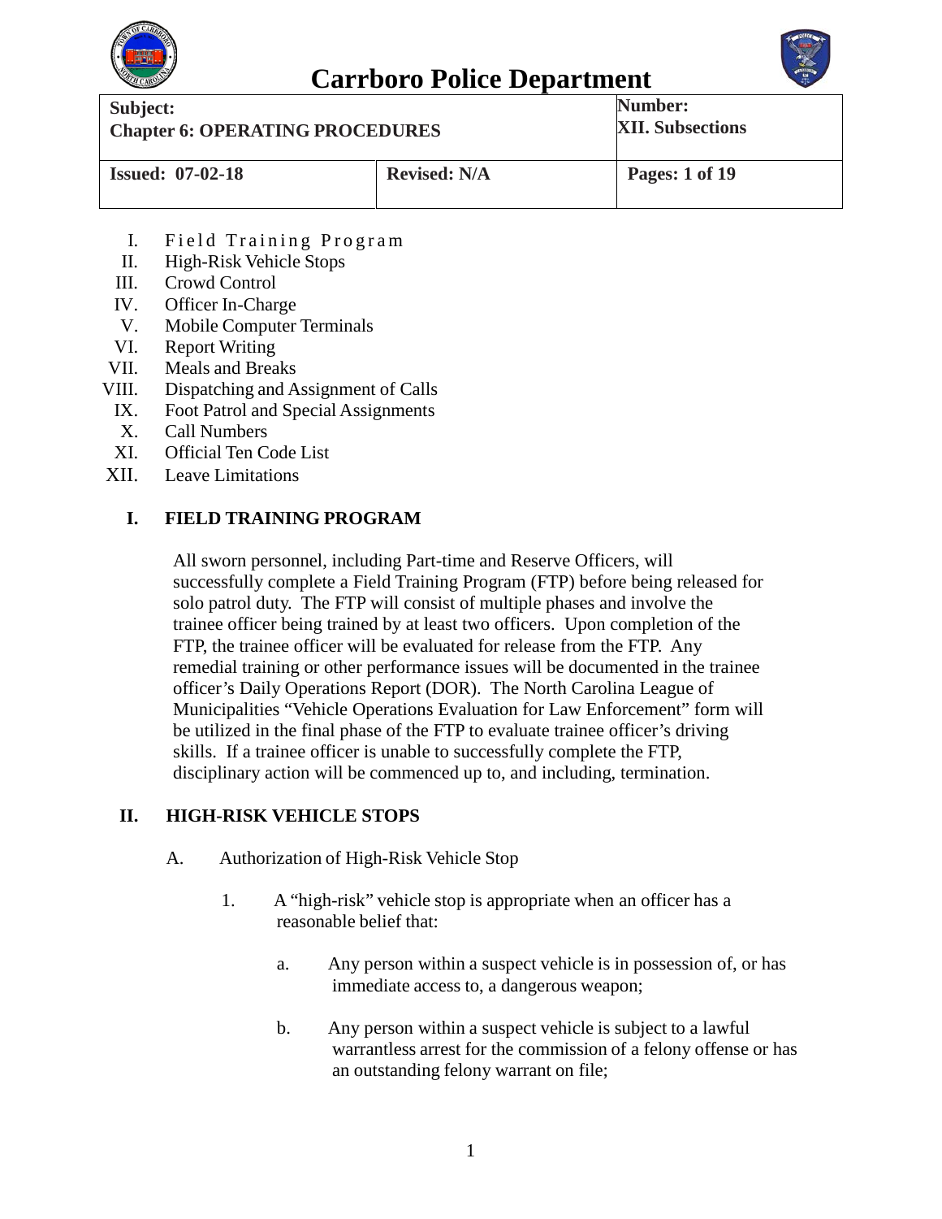# Carrboro Police Department

| Subject: Chapter 6: OPERATING PROCEDURES | | Number: XII. Subsections |
|---|---|---|
| Issued: 07-02-18 | Revised: N/A | Pages: 1 of 19 |

I. Field Training Program
II. High-Risk Vehicle Stops
III. Crowd Control
IV. Officer In-Charge
V. Mobile Computer Terminals
VI. Report Writing
VII. Meals and Breaks
VIII. Dispatching and Assignment of Calls
IX. Foot Patrol and Special Assignments
X. Call Numbers
XI. Official Ten Code List
XII. Leave Limitations

## I. FIELD TRAINING PROGRAM

All sworn personnel, including Part-time and Reserve Officers, will successfully complete a Field Training Program (FTP) before being released for solo patrol duty. The FTP will consist of multiple phases and involve the trainee officer being trained by at least two officers. Upon completion of the FTP, the trainee officer will be evaluated for release from the FTP. Any remedial training or other performance issues will be documented in the trainee officer's Daily Operations Report (DOR). The North Carolina League of Municipalities "Vehicle Operations Evaluation for Law Enforcement" form will be utilized in the final phase of the FTP to evaluate trainee officer's driving skills. If a trainee officer is unable to successfully complete the FTP, disciplinary action will be commenced up to, and including, termination.

## II. HIGH-RISK VEHICLE STOPS

A. Authorization of High-Risk Vehicle Stop

1. A "high-risk" vehicle stop is appropriate when an officer has a reasonable belief that:

   a. Any person within a suspect vehicle is in possession of, or has immediate access to, a dangerous weapon;

   b. Any person within a suspect vehicle is subject to a lawful warrantless arrest for the commission of a felony offense or has an outstanding felony warrant on file;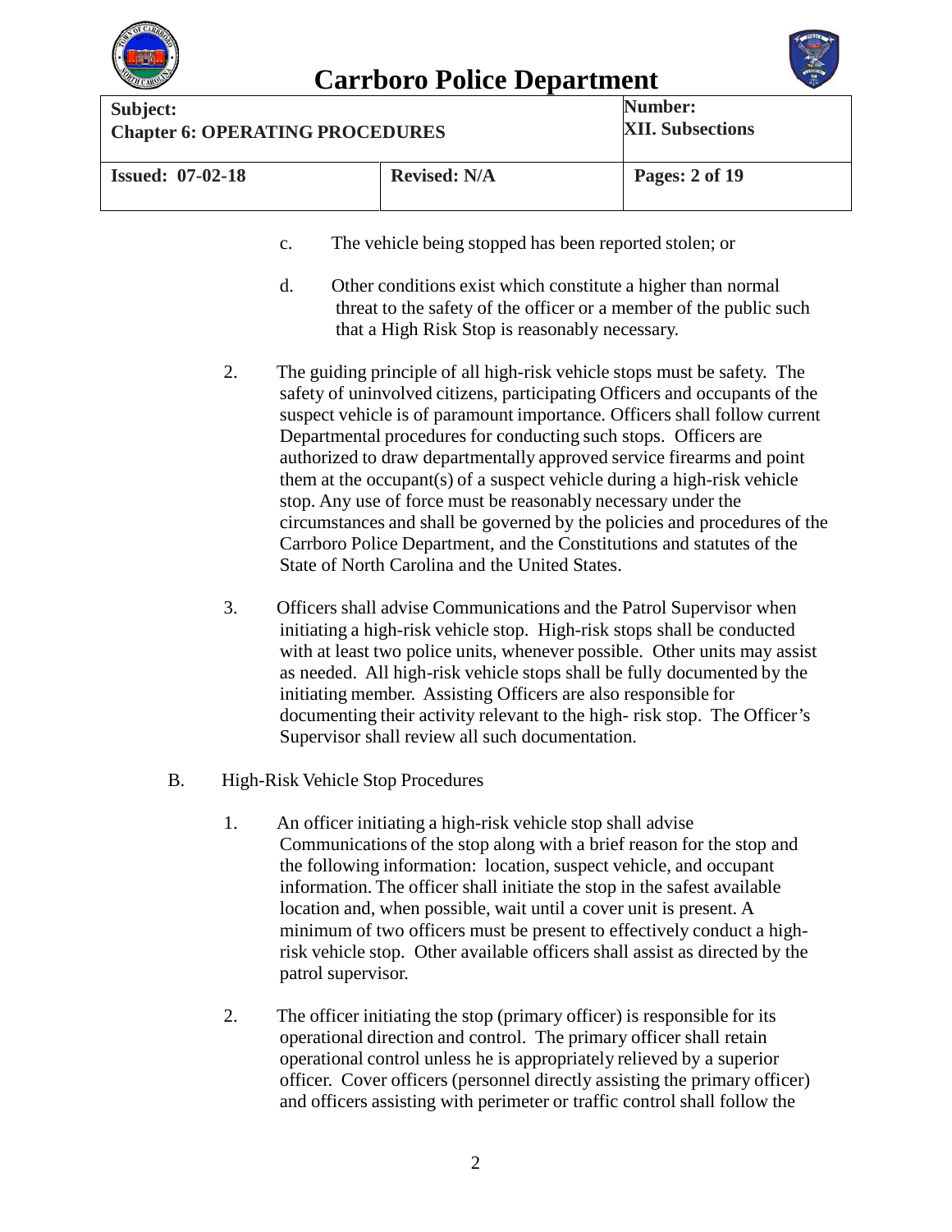c. The vehicle being stopped has been reported stolen; or

d. Other conditions exist which constitute a higher than normal threat to the safety of the officer or a member of the public such that a High Risk Stop is reasonably necessary.

2. The guiding principle of all high-risk vehicle stops must be safety. The safety of uninvolved citizens, participating Officers and occupants of the suspect vehicle is of paramount importance. Officers shall follow current Departmental procedures for conducting such stops. Officers are authorized to draw departmentally approved service firearms and point them at the occupant(s) of a suspect vehicle during a high-risk vehicle stop. Any use of force must be reasonably necessary under the circumstances and shall be governed by the policies and procedures of the Carrboro Police Department, and the Constitutions and statutes of the State of North Carolina and the United States.

3. Officers shall advise Communications and the Patrol Supervisor when initiating a high-risk vehicle stop. High-risk stops shall be conducted with at least two police units, whenever possible. Other units may assist as needed. All high-risk vehicle stops shall be fully documented by the initiating member. Assisting Officers are also responsible for documenting their activity relevant to the high- risk stop. The Officer's Supervisor shall review all such documentation.

B. High-Risk Vehicle Stop Procedures

1. An officer initiating a high-risk vehicle stop shall advise Communications of the stop along with a brief reason for the stop and the following information: location, suspect vehicle, and occupant information. The officer shall initiate the stop in the safest available location and, when possible, wait until a cover unit is present. A minimum of two officers must be present to effectively conduct a high-risk vehicle stop. Other available officers shall assist as directed by the patrol supervisor.

2. The officer initiating the stop (primary officer) is responsible for its operational direction and control. The primary officer shall retain operational control unless he is appropriately relieved by a superior officer. Cover officers (personnel directly assisting the primary officer) and officers assisting with perimeter or traffic control shall follow the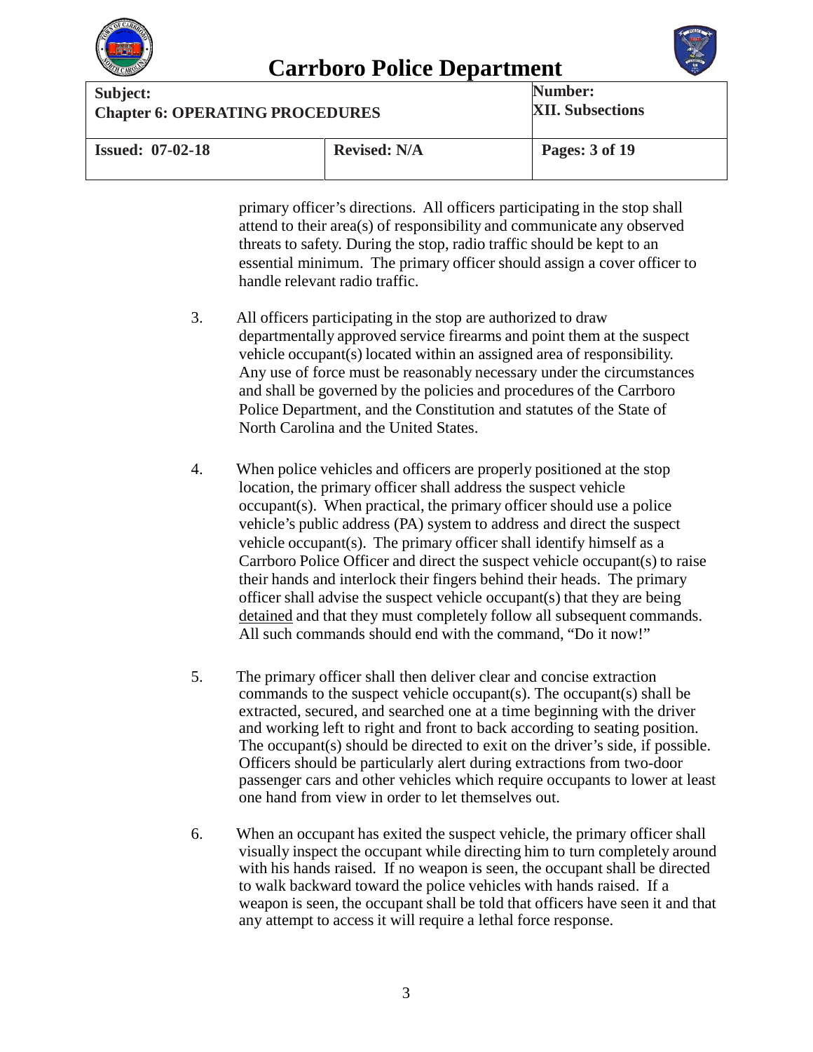primary officer's directions. All officers participating in the stop shall attend to their area(s) of responsibility and communicate any observed threats to safety. During the stop, radio traffic should be kept to an essential minimum. The primary officer should assign a cover officer to handle relevant radio traffic.

3. All officers participating in the stop are authorized to draw departmentally approved service firearms and point them at the suspect vehicle occupant(s) located within an assigned area of responsibility. Any use of force must be reasonably necessary under the circumstances and shall be governed by the policies and procedures of the Carrboro Police Department, and the Constitution and statutes of the State of North Carolina and the United States.

4. When police vehicles and officers are properly positioned at the stop location, the primary officer shall address the suspect vehicle occupant(s). When practical, the primary officer should use a police vehicle's public address (PA) system to address and direct the suspect vehicle occupant(s). The primary officer shall identify himself as a Carrboro Police Officer and direct the suspect vehicle occupant(s) to raise their hands and interlock their fingers behind their heads. The primary officer shall advise the suspect vehicle occupant(s) that they are being <u>detained</u> and that they must completely follow all subsequent commands. All such commands should end with the command, "Do it now!"

5. The primary officer shall then deliver clear and concise extraction commands to the suspect vehicle occupant(s). The occupant(s) shall be extracted, secured, and searched one at a time beginning with the driver and working left to right and front to back according to seating position. The occupant(s) should be directed to exit on the driver's side, if possible. Officers should be particularly alert during extractions from two-door passenger cars and other vehicles which require occupants to lower at least one hand from view in order to let themselves out.

6. When an occupant has exited the suspect vehicle, the primary officer shall visually inspect the occupant while directing him to turn completely around with his hands raised. If no weapon is seen, the occupant shall be directed to walk backward toward the police vehicles with hands raised. If a weapon is seen, the occupant shall be told that officers have seen it and that any attempt to access it will require a lethal force response.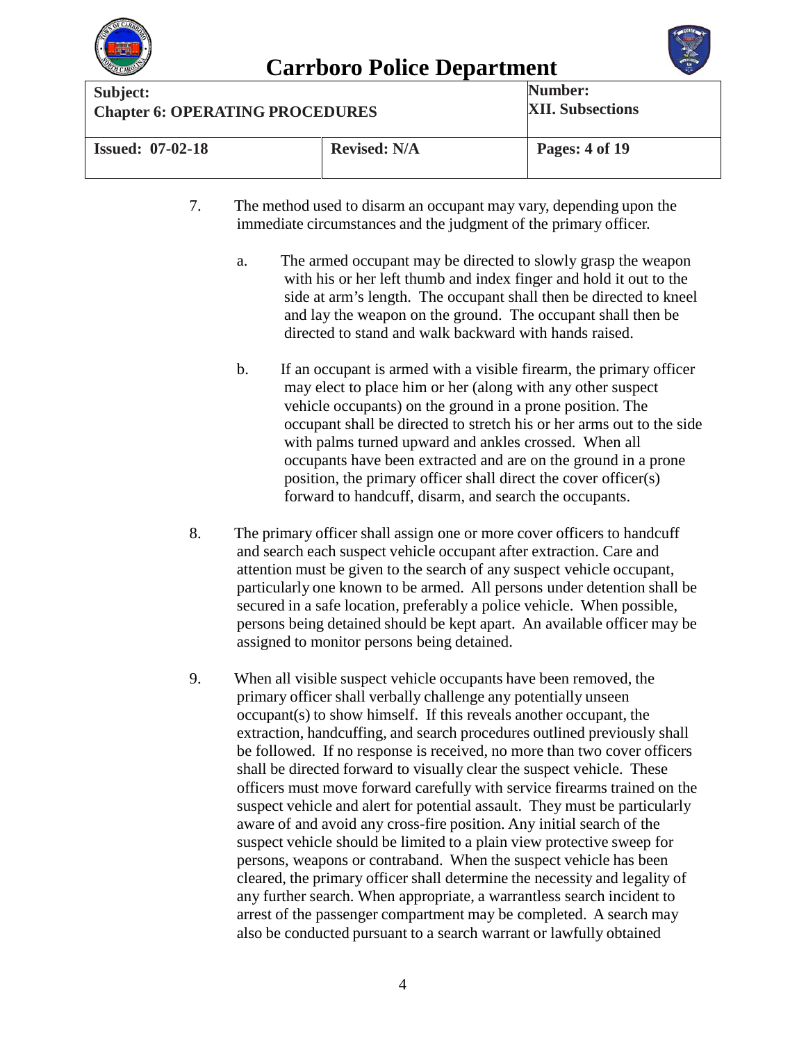7. The method used to disarm an occupant may vary, depending upon the immediate circumstances and the judgment of the primary officer.

   a. The armed occupant may be directed to slowly grasp the weapon with his or her left thumb and index finger and hold it out to the side at arm's length. The occupant shall then be directed to kneel and lay the weapon on the ground. The occupant shall then be directed to stand and walk backward with hands raised.

   b. If an occupant is armed with a visible firearm, the primary officer may elect to place him or her (along with any other suspect vehicle occupants) on the ground in a prone position. The occupant shall be directed to stretch his or her arms out to the side with palms turned upward and ankles crossed. When all occupants have been extracted and are on the ground in a prone position, the primary officer shall direct the cover officer(s) forward to handcuff, disarm, and search the occupants.

8. The primary officer shall assign one or more cover officers to handcuff and search each suspect vehicle occupant after extraction. Care and attention must be given to the search of any suspect vehicle occupant, particularly one known to be armed. All persons under detention shall be secured in a safe location, preferably a police vehicle. When possible, persons being detained should be kept apart. An available officer may be assigned to monitor persons being detained.

9. When all visible suspect vehicle occupants have been removed, the primary officer shall verbally challenge any potentially unseen occupant(s) to show himself. If this reveals another occupant, the extraction, handcuffing, and search procedures outlined previously shall be followed. If no response is received, no more than two cover officers shall be directed forward to visually clear the suspect vehicle. These officers must move forward carefully with service firearms trained on the suspect vehicle and alert for potential assault. They must be particularly aware of and avoid any cross-fire position. Any initial search of the suspect vehicle should be limited to a plain view protective sweep for persons, weapons or contraband. When the suspect vehicle has been cleared, the primary officer shall determine the necessity and legality of any further search. When appropriate, a warrantless search incident to arrest of the passenger compartment may be completed. A search may also be conducted pursuant to a search warrant or lawfully obtained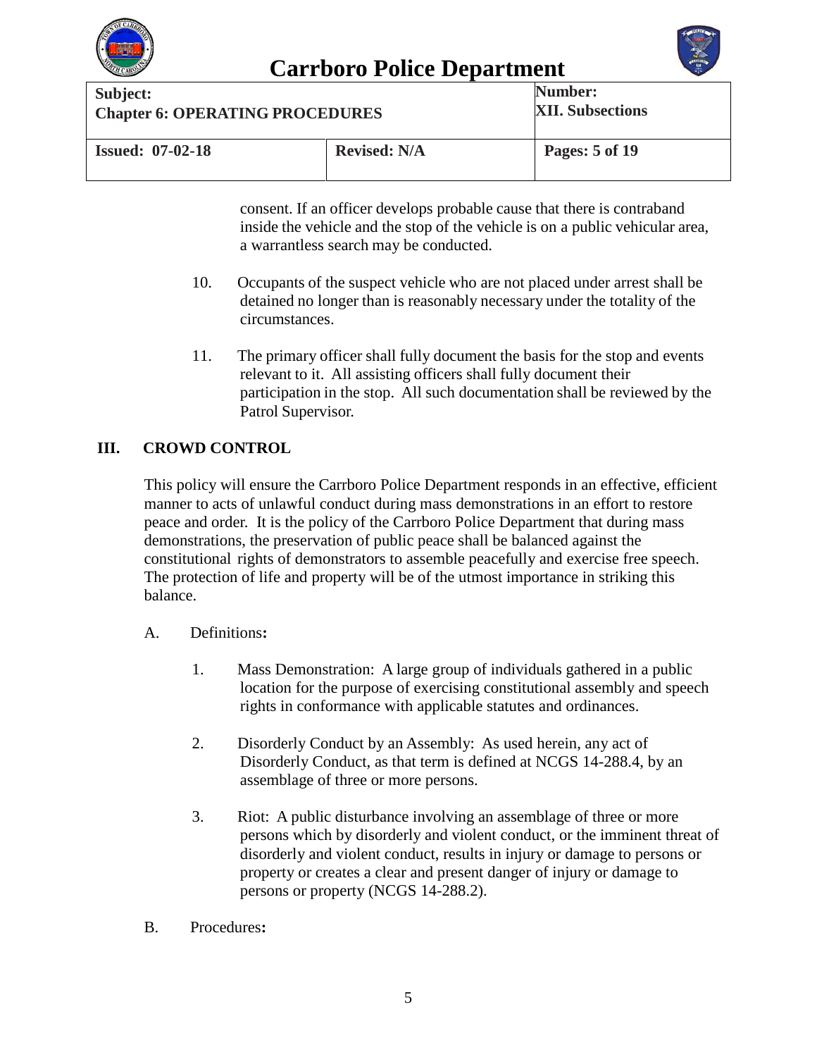consent. If an officer develops probable cause that there is contraband inside the vehicle and the stop of the vehicle is on a public vehicular area, a warrantless search may be conducted.

10. Occupants of the suspect vehicle who are not placed under arrest shall be detained no longer than is reasonably necessary under the totality of the circumstances.

11. The primary officer shall fully document the basis for the stop and events relevant to it. All assisting officers shall fully document their participation in the stop. All such documentation shall be reviewed by the Patrol Supervisor.

## III. CROWD CONTROL

This policy will ensure the Carrboro Police Department responds in an effective, efficient manner to acts of unlawful conduct during mass demonstrations in an effort to restore peace and order. It is the policy of the Carrboro Police Department that during mass demonstrations, the preservation of public peace shall be balanced against the constitutional rights of demonstrators to assemble peacefully and exercise free speech. The protection of life and property will be of the utmost importance in striking this balance.

A. Definitions**:**

1. Mass Demonstration: A large group of individuals gathered in a public location for the purpose of exercising constitutional assembly and speech rights in conformance with applicable statutes and ordinances.

2. Disorderly Conduct by an Assembly: As used herein, any act of Disorderly Conduct, as that term is defined at NCGS 14-288.4, by an assemblage of three or more persons.

3. Riot: A public disturbance involving an assemblage of three or more persons which by disorderly and violent conduct, or the imminent threat of disorderly and violent conduct, results in injury or damage to persons or property or creates a clear and present danger of injury or damage to persons or property (NCGS 14-288.2).

B. Procedures**:**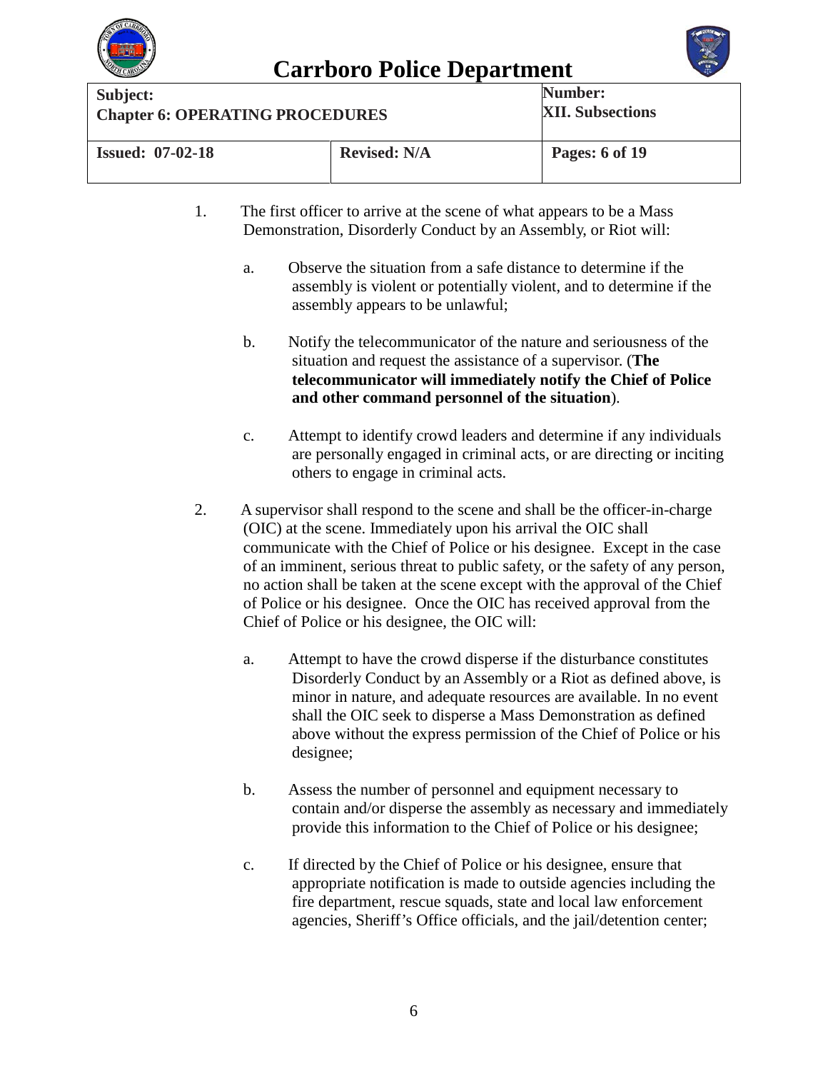1. The first officer to arrive at the scene of what appears to be a Mass Demonstration, Disorderly Conduct by an Assembly, or Riot will:

   a. Observe the situation from a safe distance to determine if the assembly is violent or potentially violent, and to determine if the assembly appears to be unlawful;

   b. Notify the telecommunicator of the nature and seriousness of the situation and request the assistance of a supervisor. (**The telecommunicator will immediately notify the Chief of Police and other command personnel of the situation**).

   c. Attempt to identify crowd leaders and determine if any individuals are personally engaged in criminal acts, or are directing or inciting others to engage in criminal acts.

2. A supervisor shall respond to the scene and shall be the officer-in-charge (OIC) at the scene. Immediately upon his arrival the OIC shall communicate with the Chief of Police or his designee. Except in the case of an imminent, serious threat to public safety, or the safety of any person, no action shall be taken at the scene except with the approval of the Chief of Police or his designee. Once the OIC has received approval from the Chief of Police or his designee, the OIC will:

   a. Attempt to have the crowd disperse if the disturbance constitutes Disorderly Conduct by an Assembly or a Riot as defined above, is minor in nature, and adequate resources are available. In no event shall the OIC seek to disperse a Mass Demonstration as defined above without the express permission of the Chief of Police or his designee;

   b. Assess the number of personnel and equipment necessary to contain and/or disperse the assembly as necessary and immediately provide this information to the Chief of Police or his designee;

   c. If directed by the Chief of Police or his designee, ensure that appropriate notification is made to outside agencies including the fire department, rescue squads, state and local law enforcement agencies, Sheriff's Office officials, and the jail/detention center;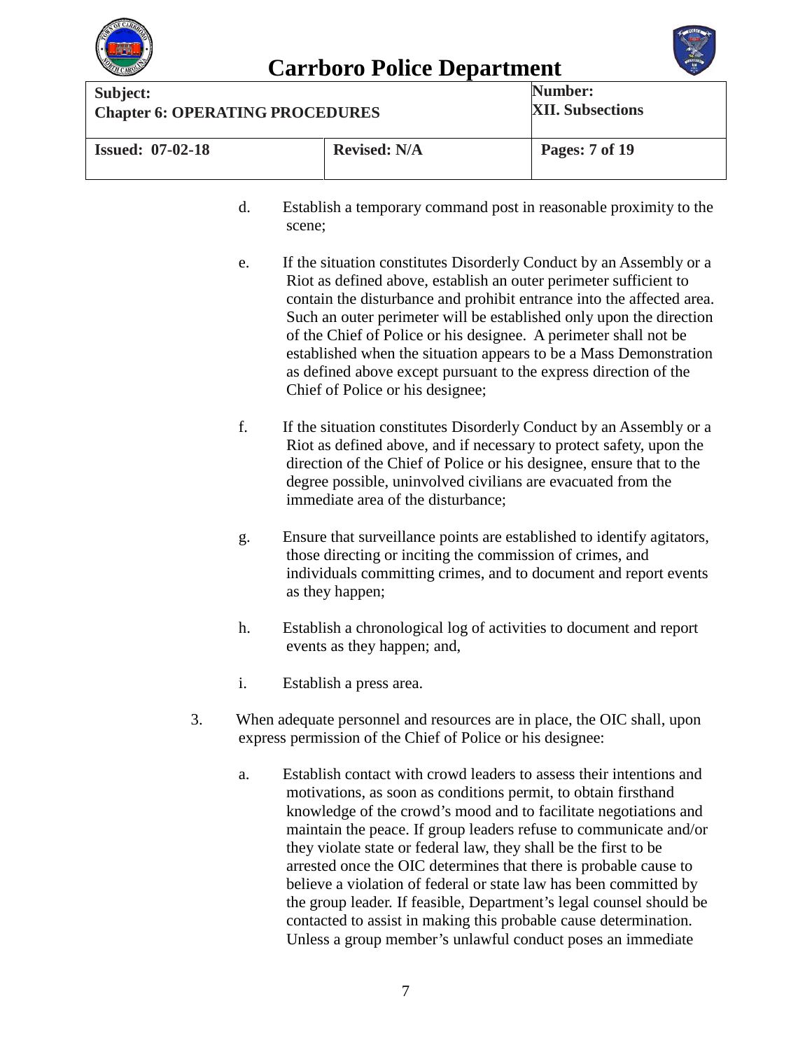d. Establish a temporary command post in reasonable proximity to the scene;

e. If the situation constitutes Disorderly Conduct by an Assembly or a Riot as defined above, establish an outer perimeter sufficient to contain the disturbance and prohibit entrance into the affected area. Such an outer perimeter will be established only upon the direction of the Chief of Police or his designee. A perimeter shall not be established when the situation appears to be a Mass Demonstration as defined above except pursuant to the express direction of the Chief of Police or his designee;

f. If the situation constitutes Disorderly Conduct by an Assembly or a Riot as defined above, and if necessary to protect safety, upon the direction of the Chief of Police or his designee, ensure that to the degree possible, uninvolved civilians are evacuated from the immediate area of the disturbance;

g. Ensure that surveillance points are established to identify agitators, those directing or inciting the commission of crimes, and individuals committing crimes, and to document and report events as they happen;

h. Establish a chronological log of activities to document and report events as they happen; and,

i. Establish a press area.

3. When adequate personnel and resources are in place, the OIC shall, upon express permission of the Chief of Police or his designee:

   a. Establish contact with crowd leaders to assess their intentions and motivations, as soon as conditions permit, to obtain firsthand knowledge of the crowd's mood and to facilitate negotiations and maintain the peace. If group leaders refuse to communicate and/or they violate state or federal law, they shall be the first to be arrested once the OIC determines that there is probable cause to believe a violation of federal or state law has been committed by the group leader. If feasible, Department's legal counsel should be contacted to assist in making this probable cause determination. Unless a group member's unlawful conduct poses an immediate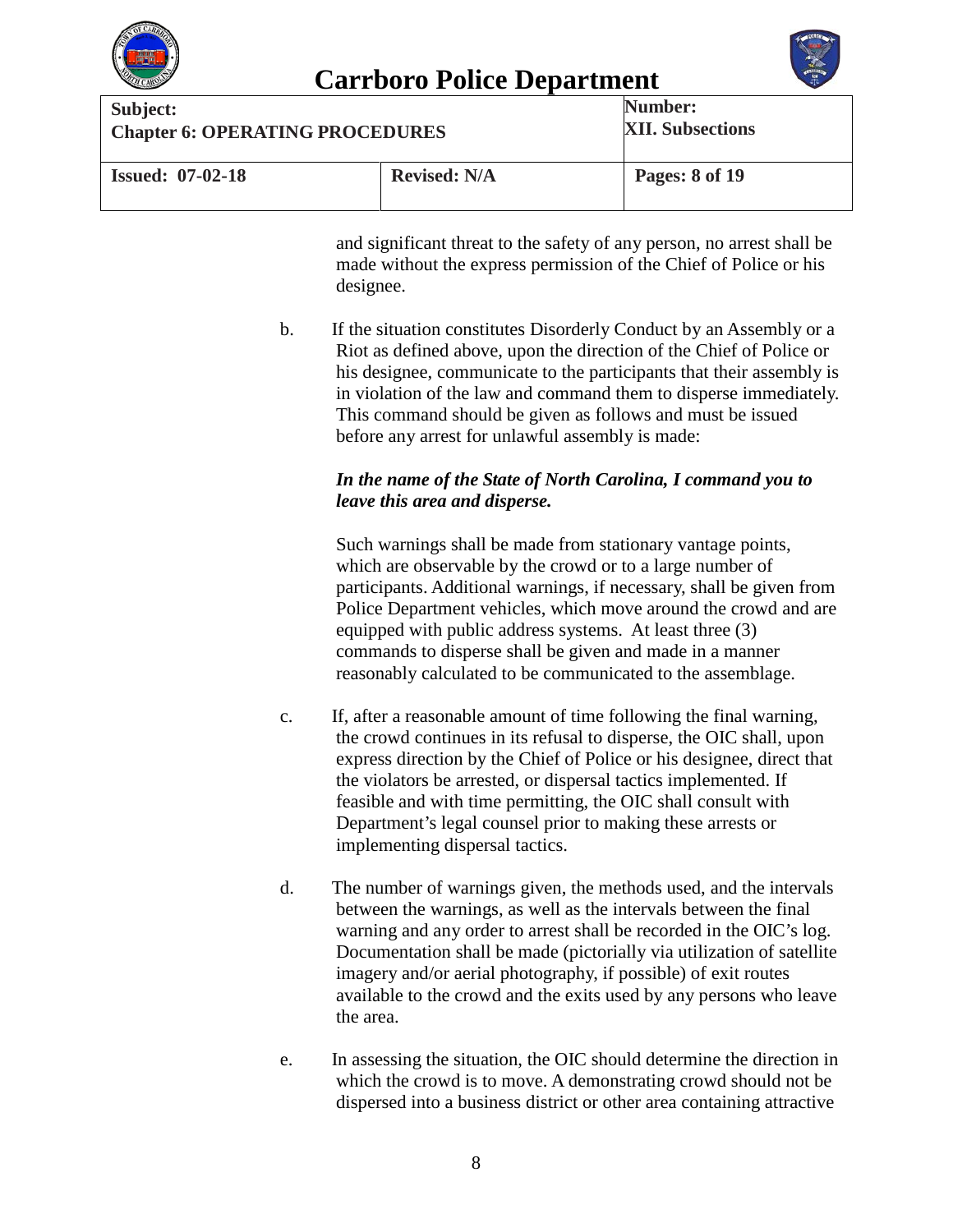and significant threat to the safety of any person, no arrest shall be made without the express permission of the Chief of Police or his designee.

b. If the situation constitutes Disorderly Conduct by an Assembly or a Riot as defined above, upon the direction of the Chief of Police or his designee, communicate to the participants that their assembly is in violation of the law and command them to disperse immediately. This command should be given as follows and must be issued before any arrest for unlawful assembly is made:

***In the name of the State of North Carolina, I command you to leave this area and disperse.***

Such warnings shall be made from stationary vantage points, which are observable by the crowd or to a large number of participants. Additional warnings, if necessary, shall be given from Police Department vehicles, which move around the crowd and are equipped with public address systems. At least three (3) commands to disperse shall be given and made in a manner reasonably calculated to be communicated to the assemblage.

c. If, after a reasonable amount of time following the final warning, the crowd continues in its refusal to disperse, the OIC shall, upon express direction by the Chief of Police or his designee, direct that the violators be arrested, or dispersal tactics implemented. If feasible and with time permitting, the OIC shall consult with Department's legal counsel prior to making these arrests or implementing dispersal tactics.

d. The number of warnings given, the methods used, and the intervals between the warnings, as well as the intervals between the final warning and any order to arrest shall be recorded in the OIC's log. Documentation shall be made (pictorially via utilization of satellite imagery and/or aerial photography, if possible) of exit routes available to the crowd and the exits used by any persons who leave the area.

e. In assessing the situation, the OIC should determine the direction in which the crowd is to move. A demonstrating crowd should not be dispersed into a business district or other area containing attractive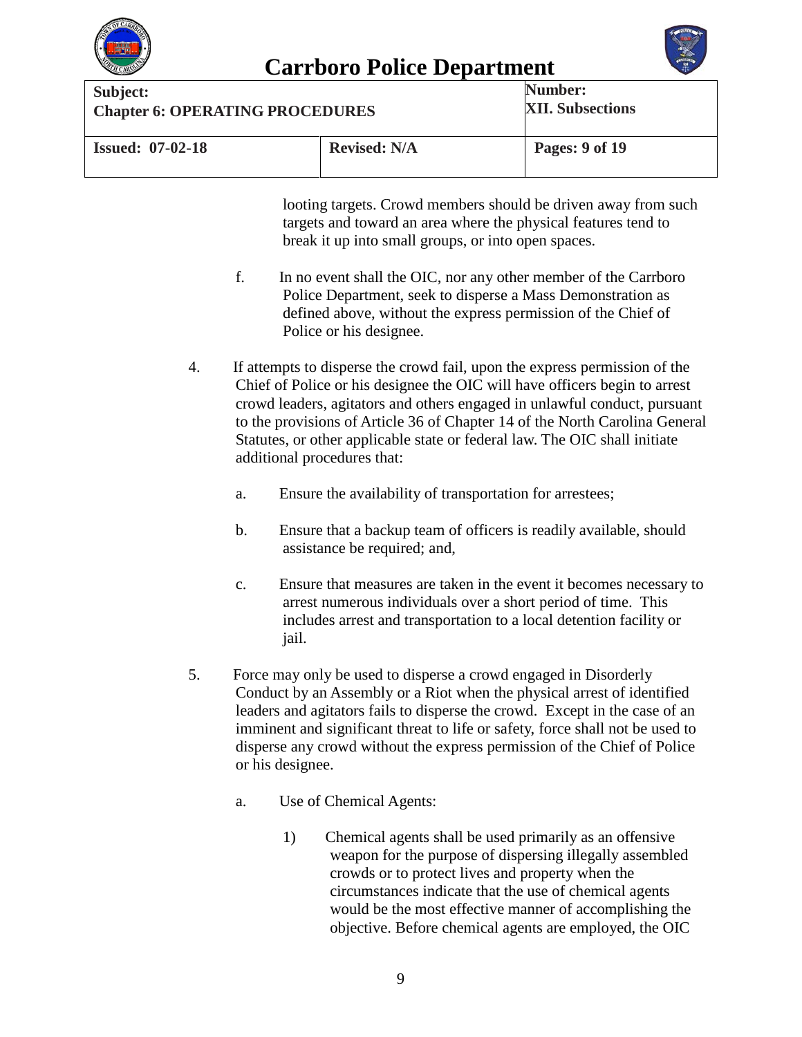looting targets. Crowd members should be driven away from such targets and toward an area where the physical features tend to break it up into small groups, or into open spaces.

f. In no event shall the OIC, nor any other member of the Carrboro Police Department, seek to disperse a Mass Demonstration as defined above, without the express permission of the Chief of Police or his designee.

4. If attempts to disperse the crowd fail, upon the express permission of the Chief of Police or his designee the OIC will have officers begin to arrest crowd leaders, agitators and others engaged in unlawful conduct, pursuant to the provisions of Article 36 of Chapter 14 of the North Carolina General Statutes, or other applicable state or federal law. The OIC shall initiate additional procedures that:

   a. Ensure the availability of transportation for arrestees;

   b. Ensure that a backup team of officers is readily available, should assistance be required; and,

   c. Ensure that measures are taken in the event it becomes necessary to arrest numerous individuals over a short period of time. This includes arrest and transportation to a local detention facility or jail.

5. Force may only be used to disperse a crowd engaged in Disorderly Conduct by an Assembly or a Riot when the physical arrest of identified leaders and agitators fails to disperse the crowd. Except in the case of an imminent and significant threat to life or safety, force shall not be used to disperse any crowd without the express permission of the Chief of Police or his designee.

   a. Use of Chemical Agents:

      1) Chemical agents shall be used primarily as an offensive weapon for the purpose of dispersing illegally assembled crowds or to protect lives and property when the circumstances indicate that the use of chemical agents would be the most effective manner of accomplishing the objective. Before chemical agents are employed, the OIC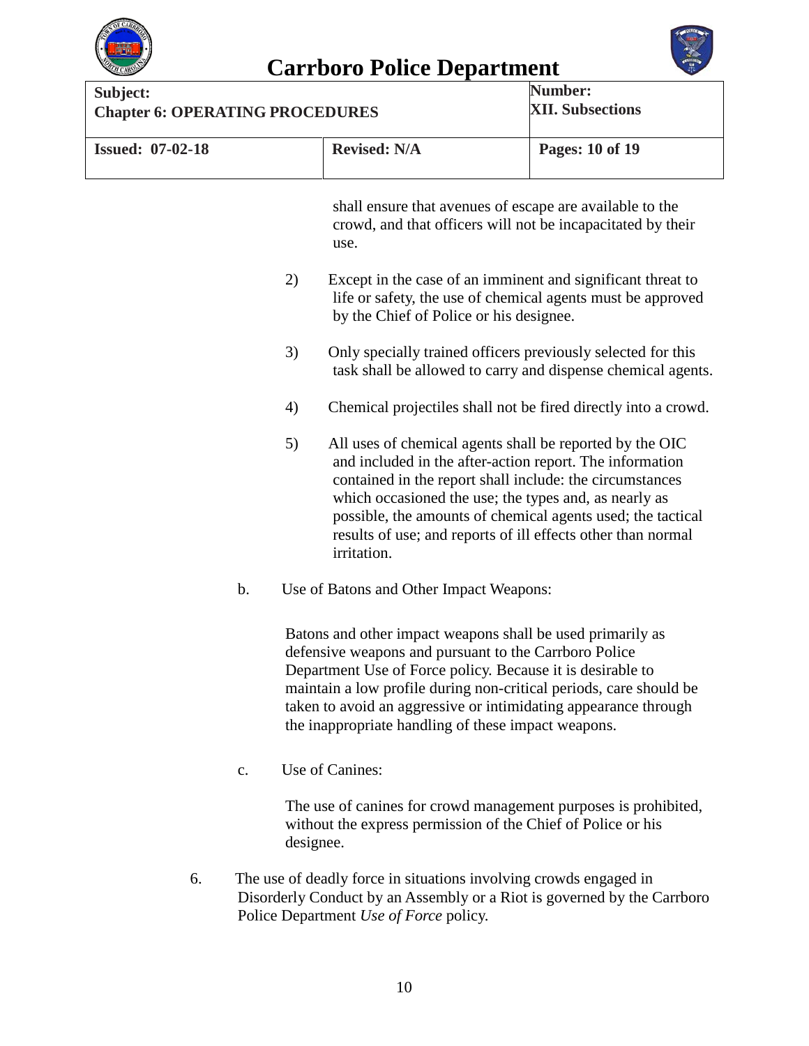shall ensure that avenues of escape are available to the crowd, and that officers will not be incapacitated by their use.

2) Except in the case of an imminent and significant threat to life or safety, the use of chemical agents must be approved by the Chief of Police or his designee.

3) Only specially trained officers previously selected for this task shall be allowed to carry and dispense chemical agents.

4) Chemical projectiles shall not be fired directly into a crowd.

5) All uses of chemical agents shall be reported by the OIC and included in the after-action report. The information contained in the report shall include: the circumstances which occasioned the use; the types and, as nearly as possible, the amounts of chemical agents used; the tactical results of use; and reports of ill effects other than normal irritation.

b. Use of Batons and Other Impact Weapons:

Batons and other impact weapons shall be used primarily as defensive weapons and pursuant to the Carrboro Police Department Use of Force policy. Because it is desirable to maintain a low profile during non-critical periods, care should be taken to avoid an aggressive or intimidating appearance through the inappropriate handling of these impact weapons.

c. Use of Canines:

The use of canines for crowd management purposes is prohibited, without the express permission of the Chief of Police or his designee.

6. The use of deadly force in situations involving crowds engaged in Disorderly Conduct by an Assembly or a Riot is governed by the Carrboro Police Department *Use of Force* policy.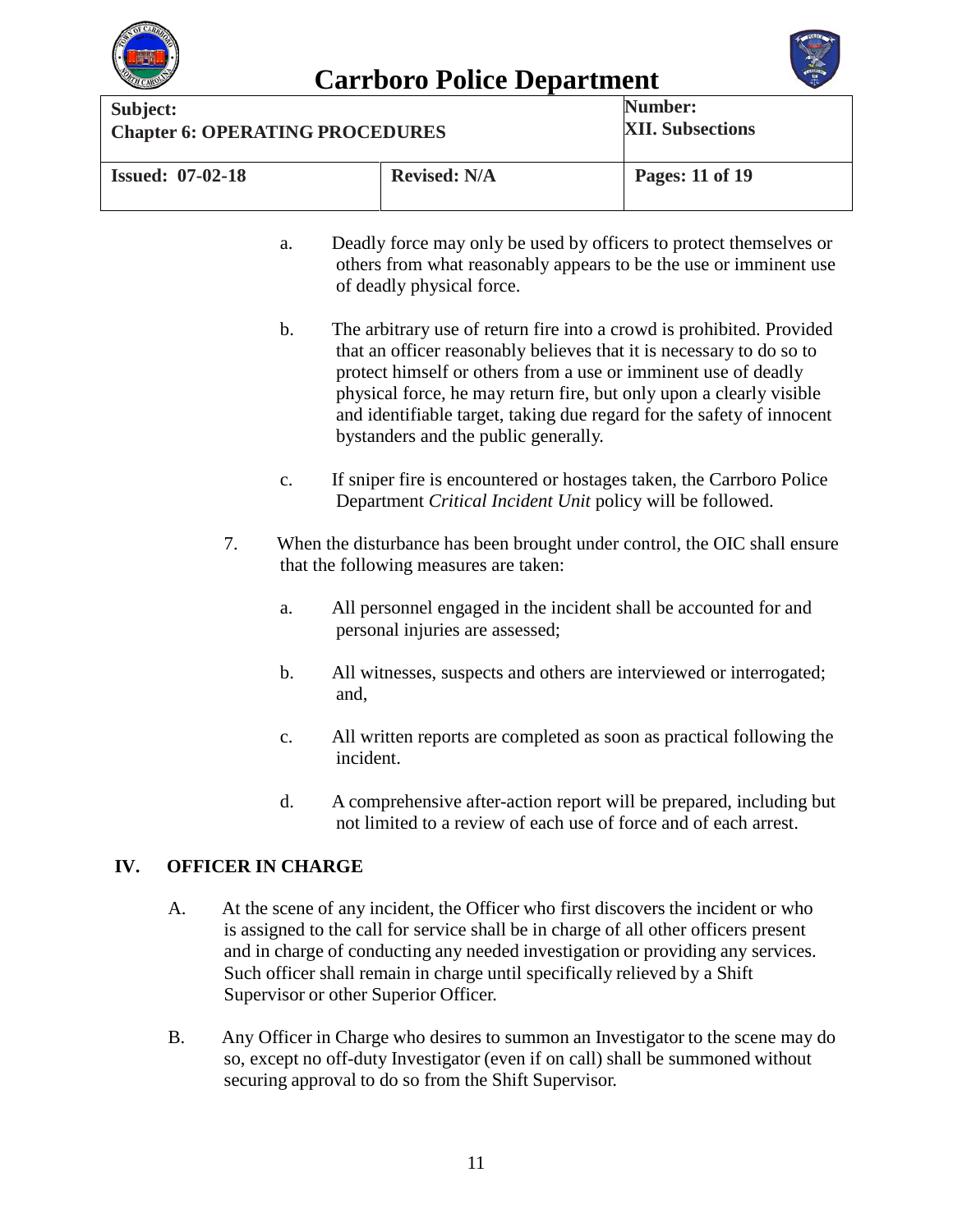a. Deadly force may only be used by officers to protect themselves or others from what reasonably appears to be the use or imminent use of deadly physical force.

b. The arbitrary use of return fire into a crowd is prohibited. Provided that an officer reasonably believes that it is necessary to do so to protect himself or others from a use or imminent use of deadly physical force, he may return fire, but only upon a clearly visible and identifiable target, taking due regard for the safety of innocent bystanders and the public generally.

c. If sniper fire is encountered or hostages taken, the Carrboro Police Department *Critical Incident Unit* policy will be followed.

7. When the disturbance has been brought under control, the OIC shall ensure that the following measures are taken:

a. All personnel engaged in the incident shall be accounted for and personal injuries are assessed;

b. All witnesses, suspects and others are interviewed or interrogated; and,

c. All written reports are completed as soon as practical following the incident.

d. A comprehensive after-action report will be prepared, including but not limited to a review of each use of force and of each arrest.

## IV. OFFICER IN CHARGE

A. At the scene of any incident, the Officer who first discovers the incident or who is assigned to the call for service shall be in charge of all other officers present and in charge of conducting any needed investigation or providing any services. Such officer shall remain in charge until specifically relieved by a Shift Supervisor or other Superior Officer.

B. Any Officer in Charge who desires to summon an Investigator to the scene may do so, except no off-duty Investigator (even if on call) shall be summoned without securing approval to do so from the Shift Supervisor.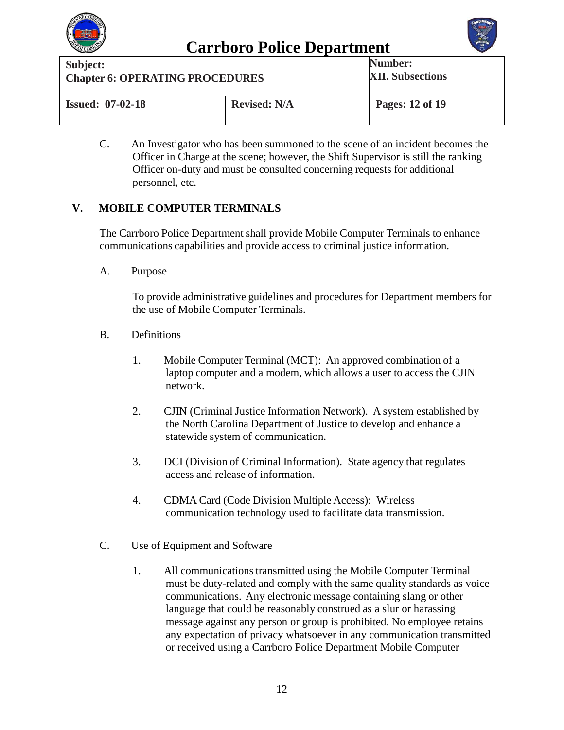C. An Investigator who has been summoned to the scene of an incident becomes the Officer in Charge at the scene; however, the Shift Supervisor is still the ranking Officer on-duty and must be consulted concerning requests for additional personnel, etc.

## V. MOBILE COMPUTER TERMINALS

The Carrboro Police Department shall provide Mobile Computer Terminals to enhance communications capabilities and provide access to criminal justice information.

A. Purpose

To provide administrative guidelines and procedures for Department members for the use of Mobile Computer Terminals.

B. Definitions

1. Mobile Computer Terminal (MCT): An approved combination of a laptop computer and a modem, which allows a user to access the CJIN network.

2. CJIN (Criminal Justice Information Network). A system established by the North Carolina Department of Justice to develop and enhance a statewide system of communication.

3. DCI (Division of Criminal Information). State agency that regulates access and release of information.

4. CDMA Card (Code Division Multiple Access): Wireless communication technology used to facilitate data transmission.

C. Use of Equipment and Software

1. All communications transmitted using the Mobile Computer Terminal must be duty-related and comply with the same quality standards as voice communications. Any electronic message containing slang or other language that could be reasonably construed as a slur or harassing message against any person or group is prohibited. No employee retains any expectation of privacy whatsoever in any communication transmitted or received using a Carrboro Police Department Mobile Computer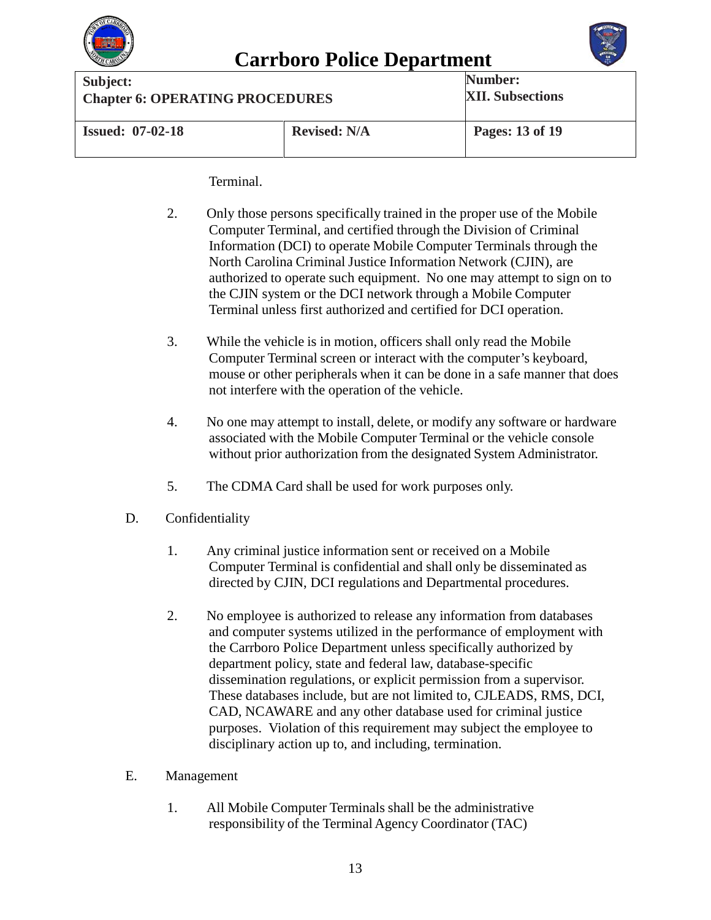Terminal.

2. Only those persons specifically trained in the proper use of the Mobile Computer Terminal, and certified through the Division of Criminal Information (DCI) to operate Mobile Computer Terminals through the North Carolina Criminal Justice Information Network (CJIN), are authorized to operate such equipment. No one may attempt to sign on to the CJIN system or the DCI network through a Mobile Computer Terminal unless first authorized and certified for DCI operation.

3. While the vehicle is in motion, officers shall only read the Mobile Computer Terminal screen or interact with the computer's keyboard, mouse or other peripherals when it can be done in a safe manner that does not interfere with the operation of the vehicle.

4. No one may attempt to install, delete, or modify any software or hardware associated with the Mobile Computer Terminal or the vehicle console without prior authorization from the designated System Administrator.

5. The CDMA Card shall be used for work purposes only.

D. Confidentiality

1. Any criminal justice information sent or received on a Mobile Computer Terminal is confidential and shall only be disseminated as directed by CJIN, DCI regulations and Departmental procedures.

2. No employee is authorized to release any information from databases and computer systems utilized in the performance of employment with the Carrboro Police Department unless specifically authorized by department policy, state and federal law, database-specific dissemination regulations, or explicit permission from a supervisor. These databases include, but are not limited to, CJLEADS, RMS, DCI, CAD, NCAWARE and any other database used for criminal justice purposes. Violation of this requirement may subject the employee to disciplinary action up to, and including, termination.

E. Management

1. All Mobile Computer Terminals shall be the administrative responsibility of the Terminal Agency Coordinator (TAC)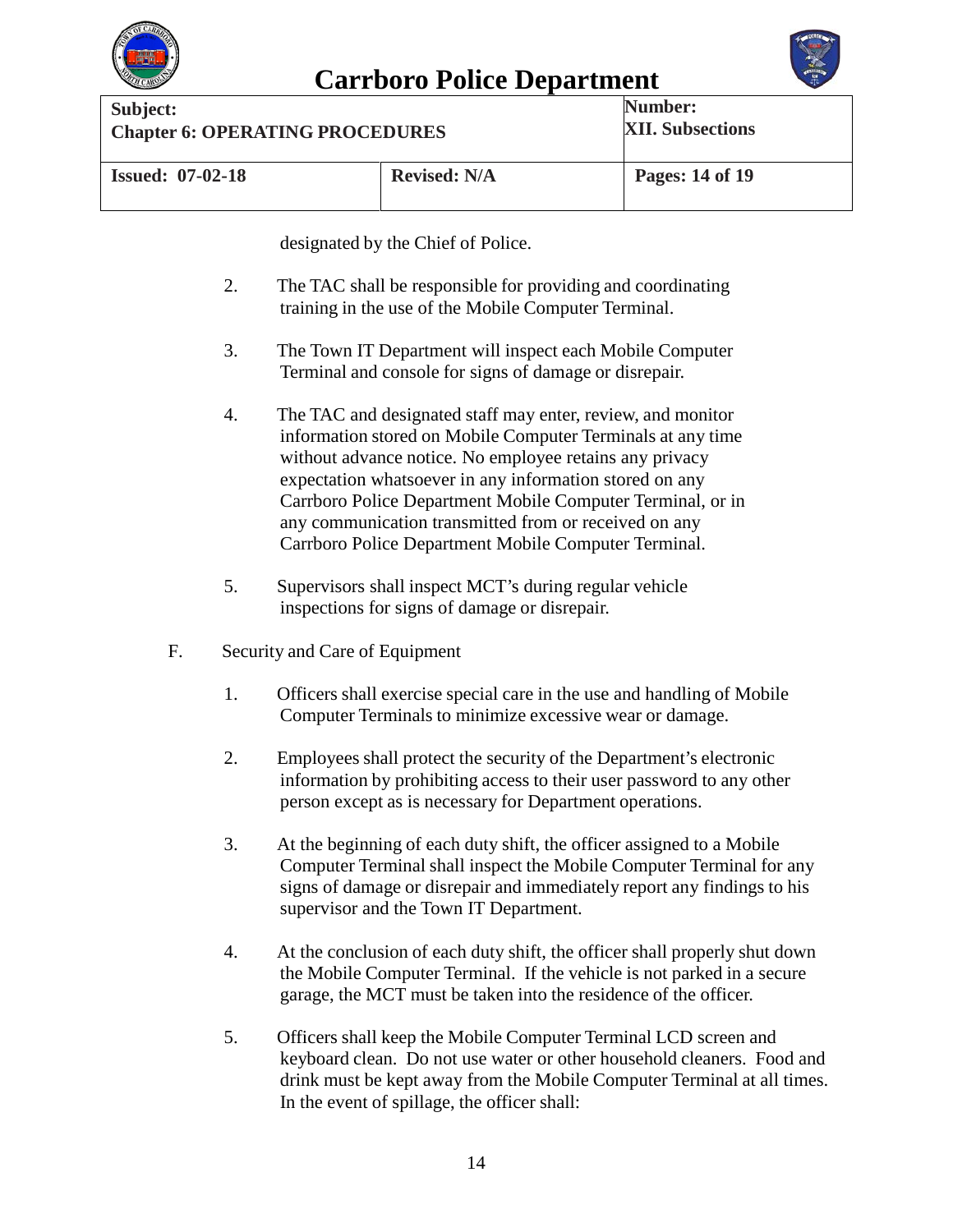designated by the Chief of Police.

2. The TAC shall be responsible for providing and coordinating training in the use of the Mobile Computer Terminal.

3. The Town IT Department will inspect each Mobile Computer Terminal and console for signs of damage or disrepair.

4. The TAC and designated staff may enter, review, and monitor information stored on Mobile Computer Terminals at any time without advance notice. No employee retains any privacy expectation whatsoever in any information stored on any Carrboro Police Department Mobile Computer Terminal, or in any communication transmitted from or received on any Carrboro Police Department Mobile Computer Terminal.

5. Supervisors shall inspect MCT's during regular vehicle inspections for signs of damage or disrepair.

F. Security and Care of Equipment

1. Officers shall exercise special care in the use and handling of Mobile Computer Terminals to minimize excessive wear or damage.

2. Employees shall protect the security of the Department's electronic information by prohibiting access to their user password to any other person except as is necessary for Department operations.

3. At the beginning of each duty shift, the officer assigned to a Mobile Computer Terminal shall inspect the Mobile Computer Terminal for any signs of damage or disrepair and immediately report any findings to his supervisor and the Town IT Department.

4. At the conclusion of each duty shift, the officer shall properly shut down the Mobile Computer Terminal. If the vehicle is not parked in a secure garage, the MCT must be taken into the residence of the officer.

5. Officers shall keep the Mobile Computer Terminal LCD screen and keyboard clean. Do not use water or other household cleaners. Food and drink must be kept away from the Mobile Computer Terminal at all times. In the event of spillage, the officer shall: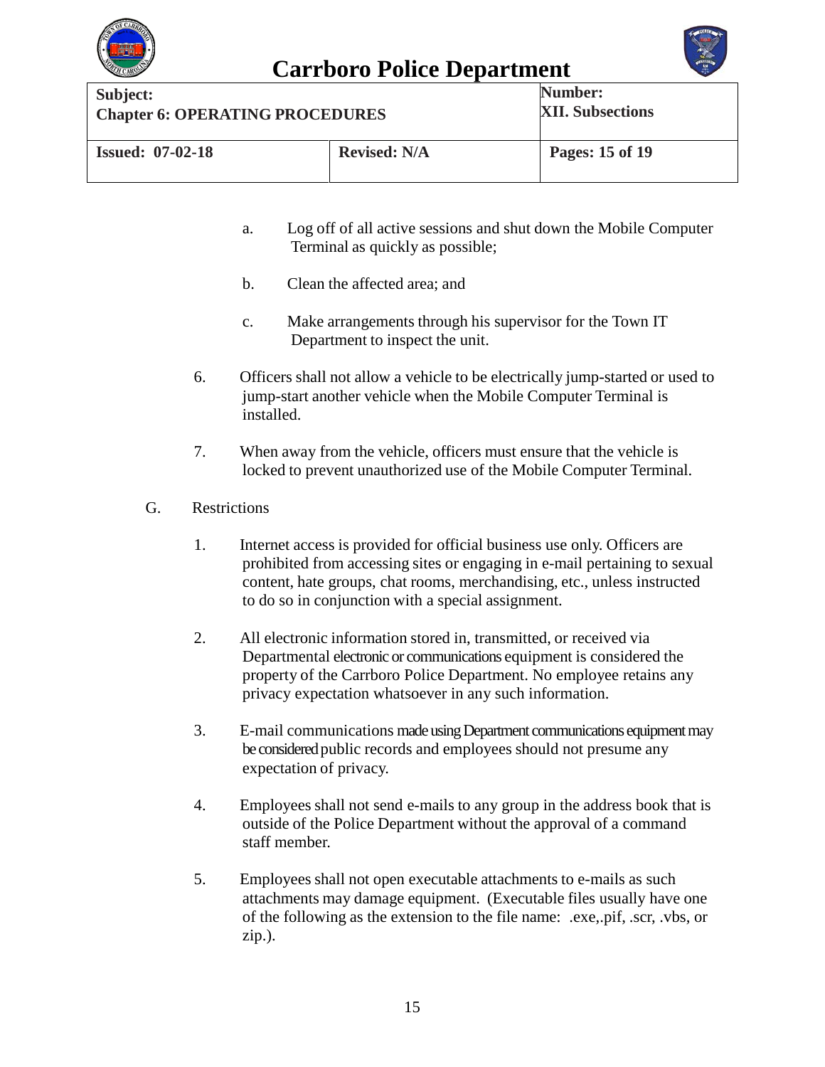a. Log off of all active sessions and shut down the Mobile Computer Terminal as quickly as possible;

b. Clean the affected area; and

c. Make arrangements through his supervisor for the Town IT Department to inspect the unit.

6. Officers shall not allow a vehicle to be electrically jump-started or used to jump-start another vehicle when the Mobile Computer Terminal is installed.

7. When away from the vehicle, officers must ensure that the vehicle is locked to prevent unauthorized use of the Mobile Computer Terminal.

G. Restrictions

1. Internet access is provided for official business use only. Officers are prohibited from accessing sites or engaging in e-mail pertaining to sexual content, hate groups, chat rooms, merchandising, etc., unless instructed to do so in conjunction with a special assignment.

2. All electronic information stored in, transmitted, or received via Departmental electronic or communications equipment is considered the property of the Carrboro Police Department. No employee retains any privacy expectation whatsoever in any such information.

3. E-mail communications made using Department communications equipment may be considered public records and employees should not presume any expectation of privacy.

4. Employees shall not send e-mails to any group in the address book that is outside of the Police Department without the approval of a command staff member.

5. Employees shall not open executable attachments to e-mails as such attachments may damage equipment. (Executable files usually have one of the following as the extension to the file name: .exe,.pif, .scr, .vbs, or zip.).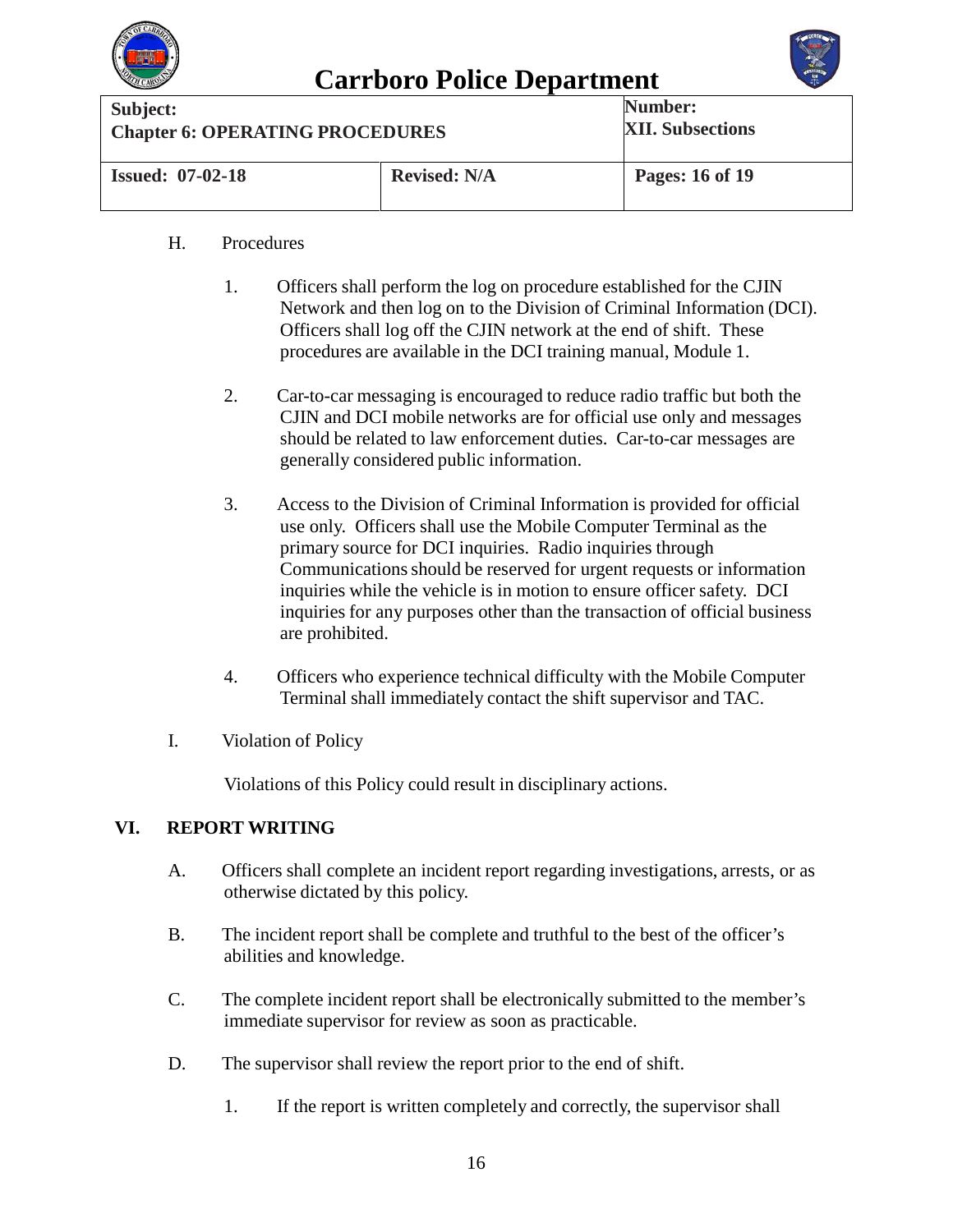H. Procedures

1. Officers shall perform the log on procedure established for the CJIN Network and then log on to the Division of Criminal Information (DCI). Officers shall log off the CJIN network at the end of shift. These procedures are available in the DCI training manual, Module 1.

2. Car-to-car messaging is encouraged to reduce radio traffic but both the CJIN and DCI mobile networks are for official use only and messages should be related to law enforcement duties. Car-to-car messages are generally considered public information.

3. Access to the Division of Criminal Information is provided for official use only. Officers shall use the Mobile Computer Terminal as the primary source for DCI inquiries. Radio inquiries through Communications should be reserved for urgent requests or information inquiries while the vehicle is in motion to ensure officer safety. DCI inquiries for any purposes other than the transaction of official business are prohibited.

4. Officers who experience technical difficulty with the Mobile Computer Terminal shall immediately contact the shift supervisor and TAC.

I. Violation of Policy

Violations of this Policy could result in disciplinary actions.

## VI. REPORT WRITING

A. Officers shall complete an incident report regarding investigations, arrests, or as otherwise dictated by this policy.

B. The incident report shall be complete and truthful to the best of the officer's abilities and knowledge.

C. The complete incident report shall be electronically submitted to the member's immediate supervisor for review as soon as practicable.

D. The supervisor shall review the report prior to the end of shift.

1. If the report is written completely and correctly, the supervisor shall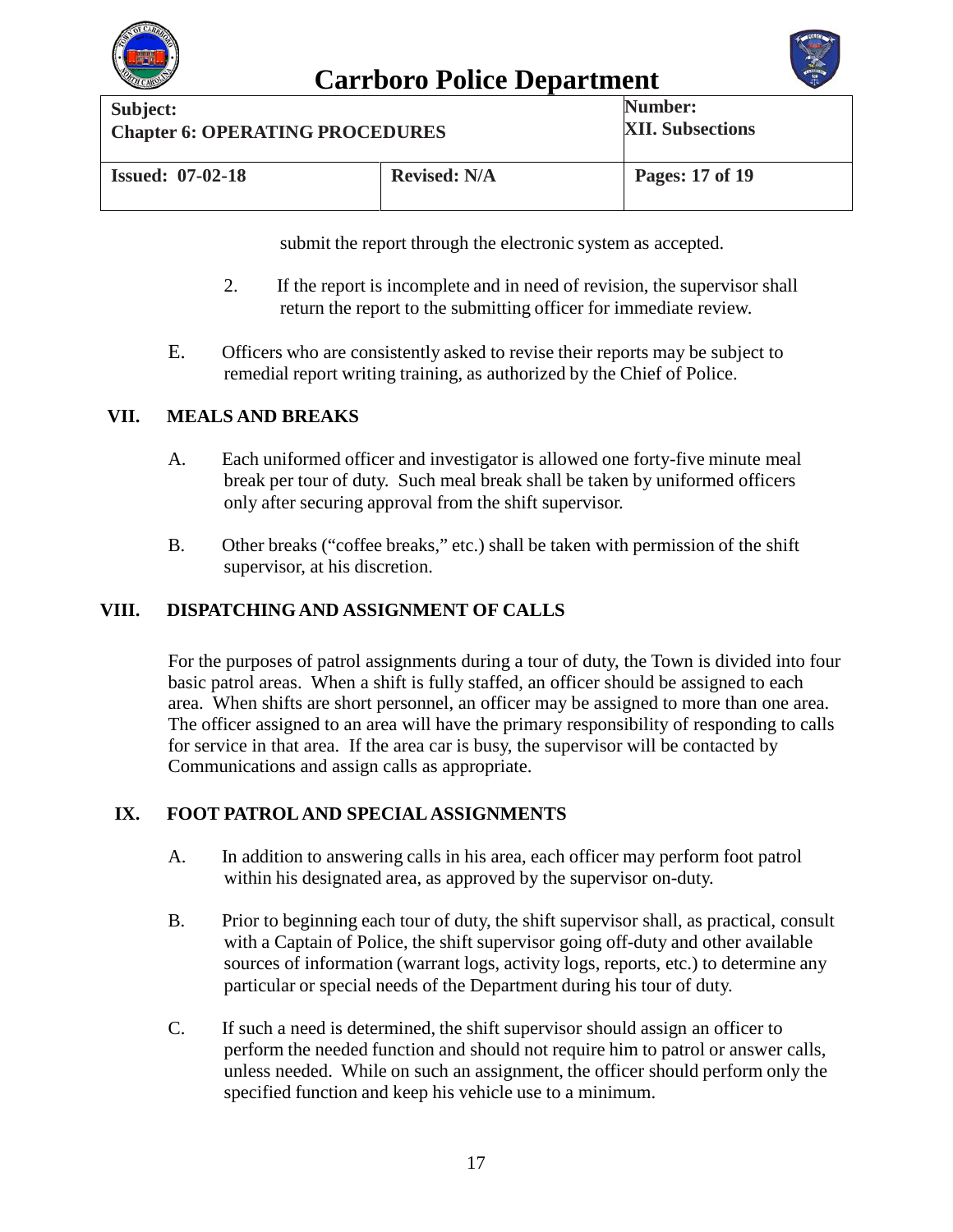submit the report through the electronic system as accepted.

2. If the report is incomplete and in need of revision, the supervisor shall return the report to the submitting officer for immediate review.

E. Officers who are consistently asked to revise their reports may be subject to remedial report writing training, as authorized by the Chief of Police.

## VII. MEALS AND BREAKS

A. Each uniformed officer and investigator is allowed one forty-five minute meal break per tour of duty. Such meal break shall be taken by uniformed officers only after securing approval from the shift supervisor.

B. Other breaks ("coffee breaks," etc.) shall be taken with permission of the shift supervisor, at his discretion.

## VIII. DISPATCHING AND ASSIGNMENT OF CALLS

For the purposes of patrol assignments during a tour of duty, the Town is divided into four basic patrol areas. When a shift is fully staffed, an officer should be assigned to each area. When shifts are short personnel, an officer may be assigned to more than one area. The officer assigned to an area will have the primary responsibility of responding to calls for service in that area. If the area car is busy, the supervisor will be contacted by Communications and assign calls as appropriate.

## IX. FOOT PATROL AND SPECIAL ASSIGNMENTS

A. In addition to answering calls in his area, each officer may perform foot patrol within his designated area, as approved by the supervisor on-duty.

B. Prior to beginning each tour of duty, the shift supervisor shall, as practical, consult with a Captain of Police, the shift supervisor going off-duty and other available sources of information (warrant logs, activity logs, reports, etc.) to determine any particular or special needs of the Department during his tour of duty.

C. If such a need is determined, the shift supervisor should assign an officer to perform the needed function and should not require him to patrol or answer calls, unless needed. While on such an assignment, the officer should perform only the specified function and keep his vehicle use to a minimum.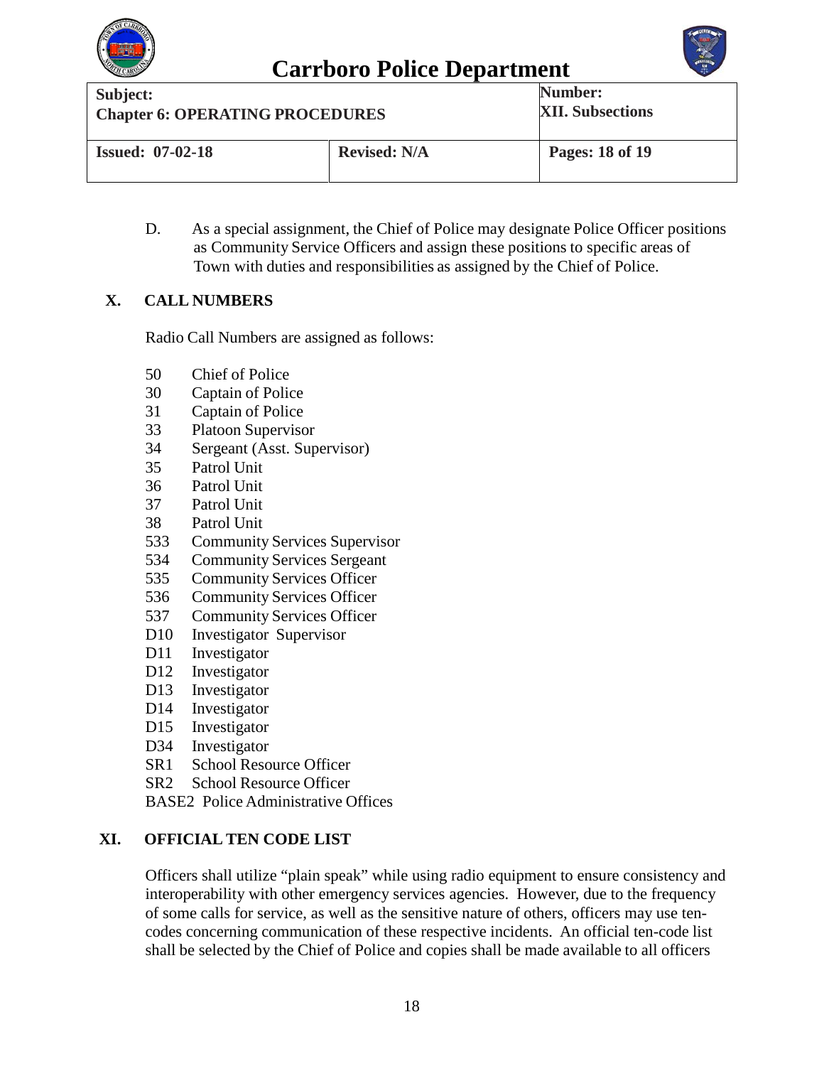D. As a special assignment, the Chief of Police may designate Police Officer positions as Community Service Officers and assign these positions to specific areas of Town with duties and responsibilities as assigned by the Chief of Police.

## X. CALL NUMBERS

Radio Call Numbers are assigned as follows:

| | |
|---|---|
| 50 | Chief of Police |
| 30 | Captain of Police |
| 31 | Captain of Police |
| 33 | Platoon Supervisor |
| 34 | Sergeant (Asst. Supervisor) |
| 35 | Patrol Unit |
| 36 | Patrol Unit |
| 37 | Patrol Unit |
| 38 | Patrol Unit |
| 533 | Community Services Supervisor |
| 534 | Community Services Sergeant |
| 535 | Community Services Officer |
| 536 | Community Services Officer |
| 537 | Community Services Officer |
| D10 | Investigator Supervisor |
| D11 | Investigator |
| D12 | Investigator |
| D13 | Investigator |
| D14 | Investigator |
| D15 | Investigator |
| D34 | Investigator |
| SR1 | School Resource Officer |
| SR2 | School Resource Officer |
| BASE2 | Police Administrative Offices |

## XI. OFFICIAL TEN CODE LIST

Officers shall utilize "plain speak" while using radio equipment to ensure consistency and interoperability with other emergency services agencies. However, due to the frequency of some calls for service, as well as the sensitive nature of others, officers may use ten-codes concerning communication of these respective incidents. An official ten-code list shall be selected by the Chief of Police and copies shall be made available to all officers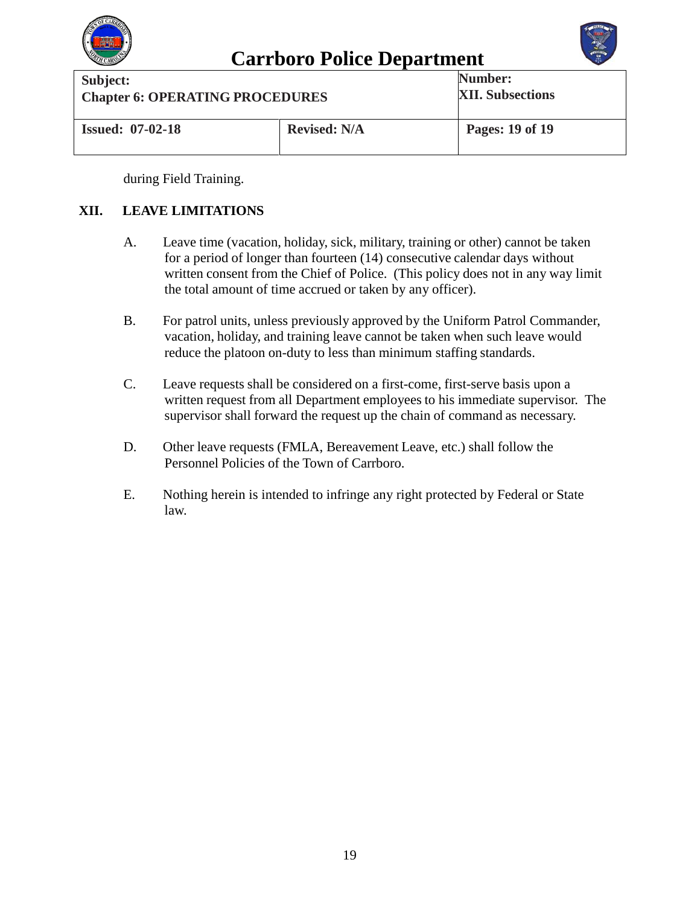during Field Training.

## XII. LEAVE LIMITATIONS

A. Leave time (vacation, holiday, sick, military, training or other) cannot be taken for a period of longer than fourteen (14) consecutive calendar days without written consent from the Chief of Police. (This policy does not in any way limit the total amount of time accrued or taken by any officer).

B. For patrol units, unless previously approved by the Uniform Patrol Commander, vacation, holiday, and training leave cannot be taken when such leave would reduce the platoon on-duty to less than minimum staffing standards.

C. Leave requests shall be considered on a first-come, first-serve basis upon a written request from all Department employees to his immediate supervisor. The supervisor shall forward the request up the chain of command as necessary.

D. Other leave requests (FMLA, Bereavement Leave, etc.) shall follow the Personnel Policies of the Town of Carrboro.

E. Nothing herein is intended to infringe any right protected by Federal or State law.